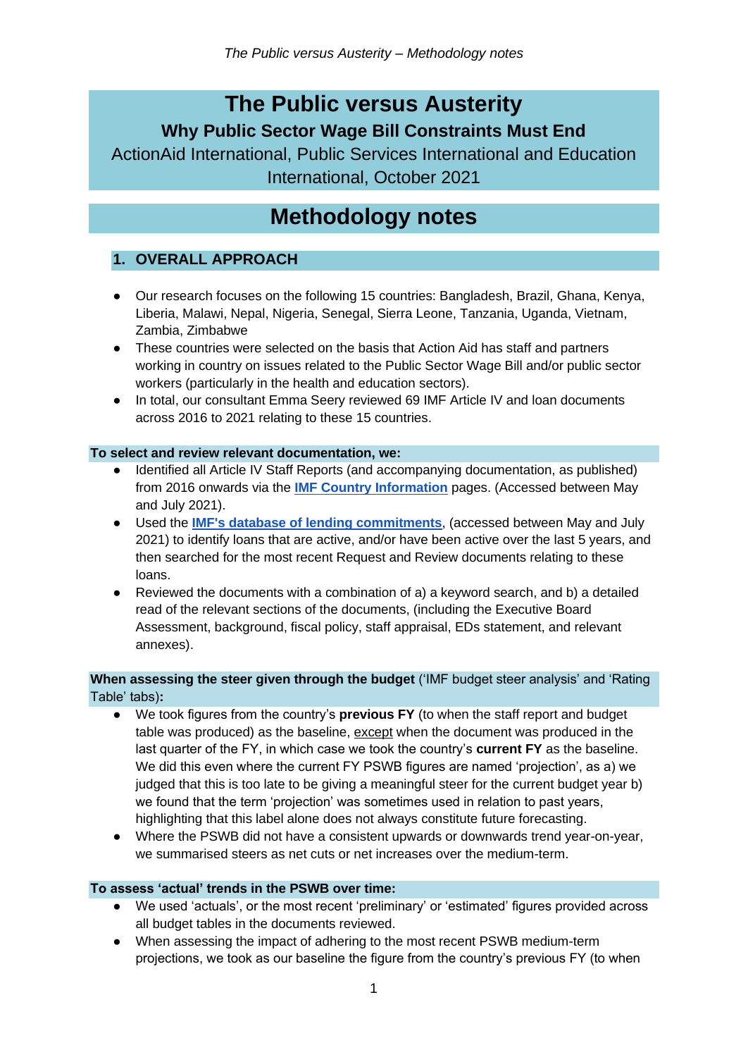# The Public versus Austerity

## Why Public Sector Wage Bill Constraints Must End

ActionAid International, Public Services International and Education International, October 2021

# Methodology notes

## 1. OVERALL APPROACH

- Our research focuses on the following 15 countries: Bangladesh, Brazil, Ghana, Kenya, Liberia, Malawi, Nepal, Nigeria, Senegal, Sierra Leone, Tanzania, Uganda, Vietnam, Zambia, Zimbabwe
- These countries were selected on the basis that Action Aid has staff and partners working in country on issues related to the Public Sector Wage Bill and/or public sector workers (particularly in the health and education sectors).
- In total, our consultant Emma Seery reviewed 69 IMF Article IV and loan documents across 2016 to 2021 relating to these 15 countries.

**To select and review relevant documentation, we:**

- Identified all Article IV Staff Reports (and accompanying documentation, as published) from 2016 onwards via the **IMF Country Information** pages. (Accessed between May and July 2021).
- Used the **IMF's database of lending commitments**, (accessed between May and July 2021) to identify loans that are active, and/or have been active over the last 5 years, and then searched for the most recent Request and Review documents relating to these loans.
- Reviewed the documents with a combination of a) a keyword search, and b) a detailed read of the relevant sections of the documents, (including the Executive Board Assessment, background, fiscal policy, staff appraisal, EDs statement, and relevant annexes).

**When assessing the steer given through the budget** ('IMF budget steer analysis' and 'Rating Table' tabs)**:**

- We took figures from the country's **previous FY** (to when the staff report and budget table was produced) as the baseline, except when the document was produced in the last quarter of the FY, in which case we took the country's **current FY** as the baseline. We did this even where the current FY PSWB figures are named 'projection', as a) we judged that this is too late to be giving a meaningful steer for the current budget year b) we found that the term 'projection' was sometimes used in relation to past years, highlighting that this label alone does not always constitute future forecasting.
- Where the PSWB did not have a consistent upwards or downwards trend year-on-year, we summarised steers as net cuts or net increases over the medium-term.

**To assess 'actual' trends in the PSWB over time:**

- We used 'actuals', or the most recent 'preliminary' or 'estimated' figures provided across all budget tables in the documents reviewed.
- When assessing the impact of adhering to the most recent PSWB medium-term projections, we took as our baseline the figure from the country's previous FY (to when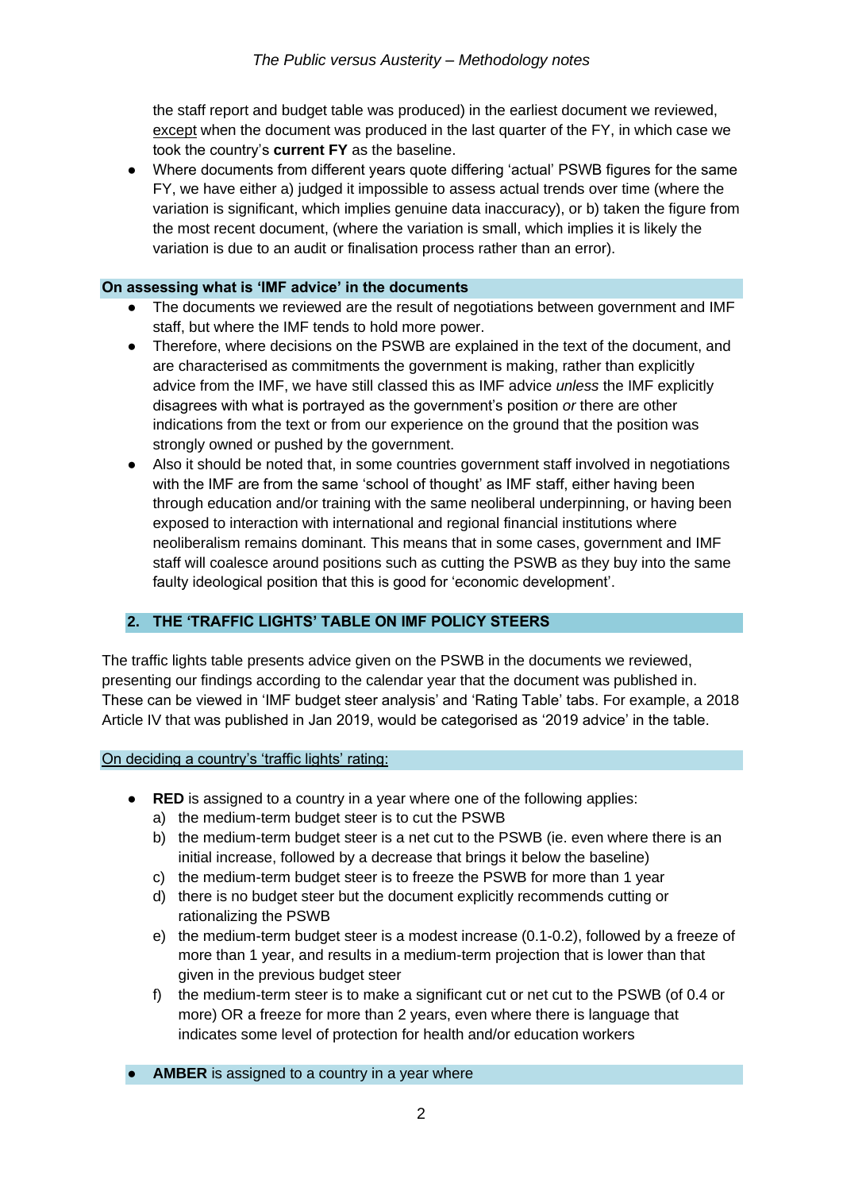the staff report and budget table was produced) in the earliest document we reviewed, except when the document was produced in the last quarter of the FY, in which case we took the country's **current FY** as the baseline.

- Where documents from different years quote differing 'actual' PSWB figures for the same FY, we have either a) judged it impossible to assess actual trends over time (where the variation is significant, which implies genuine data inaccuracy), or b) taken the figure from the most recent document, (where the variation is small, which implies it is likely the variation is due to an audit or finalisation process rather than an error).

**On assessing what is 'IMF advice' in the documents**

- The documents we reviewed are the result of negotiations between government and IMF staff, but where the IMF tends to hold more power.
- Therefore, where decisions on the PSWB are explained in the text of the document, and are characterised as commitments the government is making, rather than explicitly advice from the IMF, we have still classed this as IMF advice *unless* the IMF explicitly disagrees with what is portrayed as the government's position *or* there are other indications from the text or from our experience on the ground that the position was strongly owned or pushed by the government.
- Also it should be noted that, in some countries government staff involved in negotiations with the IMF are from the same 'school of thought' as IMF staff, either having been through education and/or training with the same neoliberal underpinning, or having been exposed to interaction with international and regional financial institutions where neoliberalism remains dominant. This means that in some cases, government and IMF staff will coalesce around positions such as cutting the PSWB as they buy into the same faulty ideological position that this is good for 'economic development'.

## 2. THE 'TRAFFIC LIGHTS' TABLE ON IMF POLICY STEERS

The traffic lights table presents advice given on the PSWB in the documents we reviewed, presenting our findings according to the calendar year that the document was published in. These can be viewed in 'IMF budget steer analysis' and 'Rating Table' tabs. For example, a 2018 Article IV that was published in Jan 2019, would be categorised as '2019 advice' in the table.

On deciding a country's 'traffic lights' rating:

- **RED** is assigned to a country in a year where one of the following applies:
  a) the medium-term budget steer is to cut the PSWB
  b) the medium-term budget steer is a net cut to the PSWB (ie. even where there is an initial increase, followed by a decrease that brings it below the baseline)
  c) the medium-term budget steer is to freeze the PSWB for more than 1 year
  d) there is no budget steer but the document explicitly recommends cutting or rationalizing the PSWB
  e) the medium-term budget steer is a modest increase (0.1-0.2), followed by a freeze of more than 1 year, and results in a medium-term projection that is lower than that given in the previous budget steer
  f) the medium-term steer is to make a significant cut or net cut to the PSWB (of 0.4 or more) OR a freeze for more than 2 years, even where there is language that indicates some level of protection for health and/or education workers
- **AMBER** is assigned to a country in a year where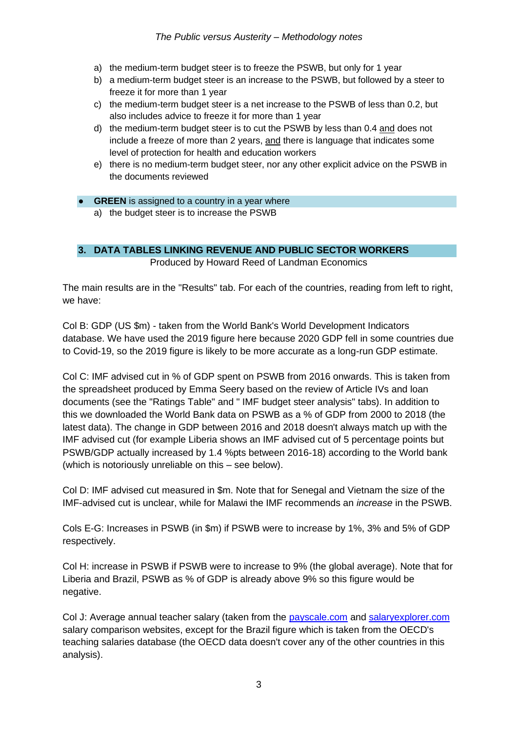a) the medium-term budget steer is to freeze the PSWB, but only for 1 year
b) a medium-term budget steer is an increase to the PSWB, but followed by a steer to freeze it for more than 1 year
c) the medium-term budget steer is a net increase to the PSWB of less than 0.2, but also includes advice to freeze it for more than 1 year
d) the medium-term budget steer is to cut the PSWB by less than 0.4 and does not include a freeze of more than 2 years, and there is language that indicates some level of protection for health and education workers
e) there is no medium-term budget steer, nor any other explicit advice on the PSWB in the documents reviewed

- **GREEN** is assigned to a country in a year where
    a) the budget steer is to increase the PSWB

## 3. DATA TABLES LINKING REVENUE AND PUBLIC SECTOR WORKERS

Produced by Howard Reed of Landman Economics

The main results are in the "Results" tab. For each of the countries, reading from left to right, we have:

Col B: GDP (US $m) - taken from the World Bank's World Development Indicators database. We have used the 2019 figure here because 2020 GDP fell in some countries due to Covid-19, so the 2019 figure is likely to be more accurate as a long-run GDP estimate.

Col C: IMF advised cut in % of GDP spent on PSWB from 2016 onwards. This is taken from the spreadsheet produced by Emma Seery based on the review of Article IVs and loan documents (see the "Ratings Table" and " IMF budget steer analysis" tabs). In addition to this we downloaded the World Bank data on PSWB as a % of GDP from 2000 to 2018 (the latest data). The change in GDP between 2016 and 2018 doesn't always match up with the IMF advised cut (for example Liberia shows an IMF advised cut of 5 percentage points but PSWB/GDP actually increased by 1.4 %pts between 2016-18) according to the World bank (which is notoriously unreliable on this – see below).

Col D: IMF advised cut measured in $m. Note that for Senegal and Vietnam the size of the IMF-advised cut is unclear, while for Malawi the IMF recommends an *increase* in the PSWB.

Cols E-G: Increases in PSWB (in $m) if PSWB were to increase by 1%, 3% and 5% of GDP respectively.

Col H: increase in PSWB if PSWB were to increase to 9% (the global average). Note that for Liberia and Brazil, PSWB as % of GDP is already above 9% so this figure would be negative.

Col J: Average annual teacher salary (taken from the payscale.com and salaryexplorer.com salary comparison websites, except for the Brazil figure which is taken from the OECD's teaching salaries database (the OECD data doesn't cover any of the other countries in this analysis).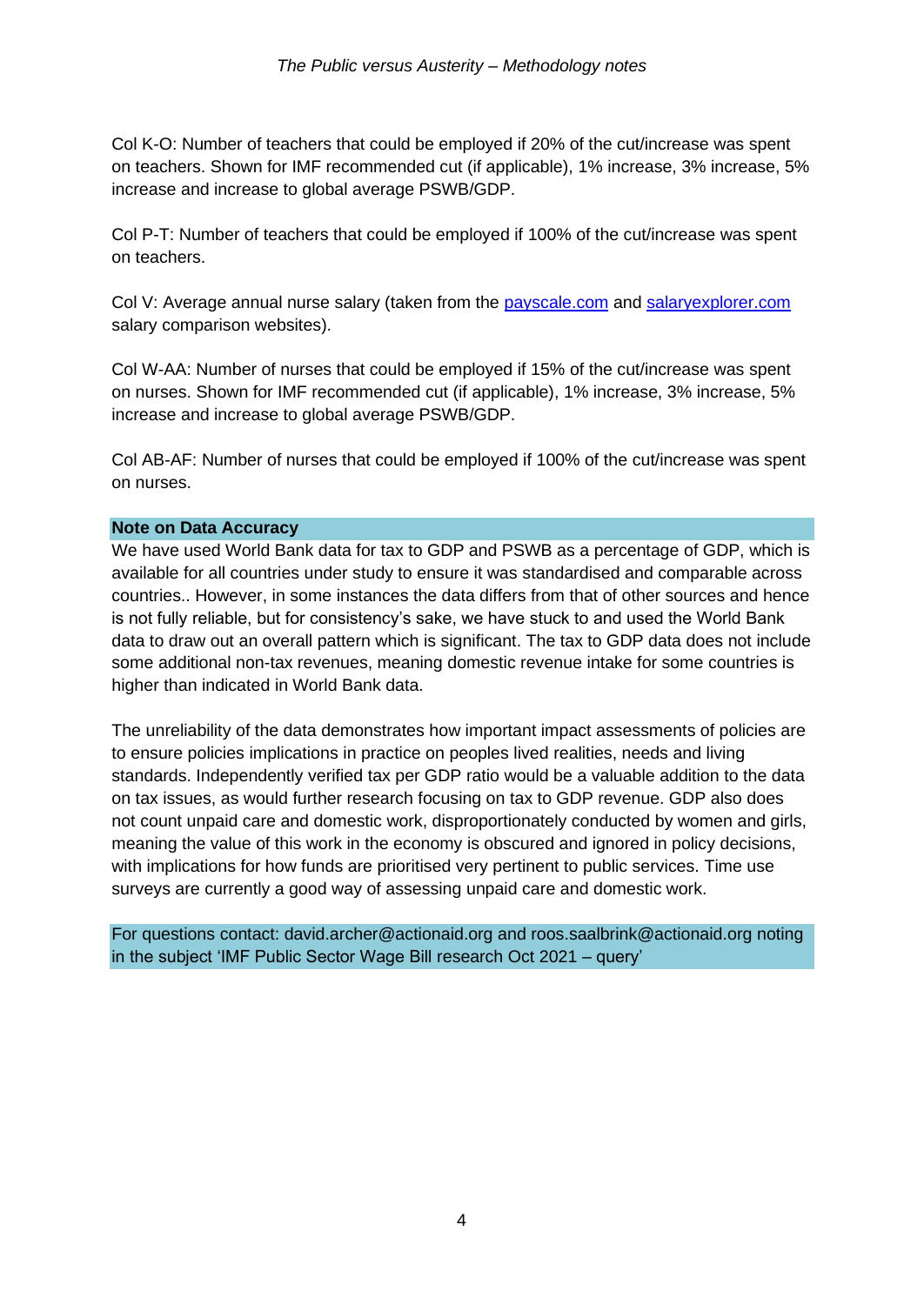Col K-O: Number of teachers that could be employed if 20% of the cut/increase was spent on teachers. Shown for IMF recommended cut (if applicable), 1% increase, 3% increase, 5% increase and increase to global average PSWB/GDP.

Col P-T: Number of teachers that could be employed if 100% of the cut/increase was spent on teachers.

Col V: Average annual nurse salary (taken from the [payscale.com](payscale.com) and [salaryexplorer.com](salaryexplorer.com) salary comparison websites).

Col W-AA: Number of nurses that could be employed if 15% of the cut/increase was spent on nurses. Shown for IMF recommended cut (if applicable), 1% increase, 3% increase, 5% increase and increase to global average PSWB/GDP.

Col AB-AF: Number of nurses that could be employed if 100% of the cut/increase was spent on nurses.

**Note on Data Accuracy**

We have used World Bank data for tax to GDP and PSWB as a percentage of GDP, which is available for all countries under study to ensure it was standardised and comparable across countries.. However, in some instances the data differs from that of other sources and hence is not fully reliable, but for consistency's sake, we have stuck to and used the World Bank data to draw out an overall pattern which is significant. The tax to GDP data does not include some additional non-tax revenues, meaning domestic revenue intake for some countries is higher than indicated in World Bank data.

The unreliability of the data demonstrates how important impact assessments of policies are to ensure policies implications in practice on peoples lived realities, needs and living standards. Independently verified tax per GDP ratio would be a valuable addition to the data on tax issues, as would further research focusing on tax to GDP revenue. GDP also does not count unpaid care and domestic work, disproportionately conducted by women and girls, meaning the value of this work in the economy is obscured and ignored in policy decisions, with implications for how funds are prioritised very pertinent to public services. Time use surveys are currently a good way of assessing unpaid care and domestic work.

For questions contact: david.archer@actionaid.org and roos.saalbrink@actionaid.org noting in the subject 'IMF Public Sector Wage Bill research Oct 2021 – query'